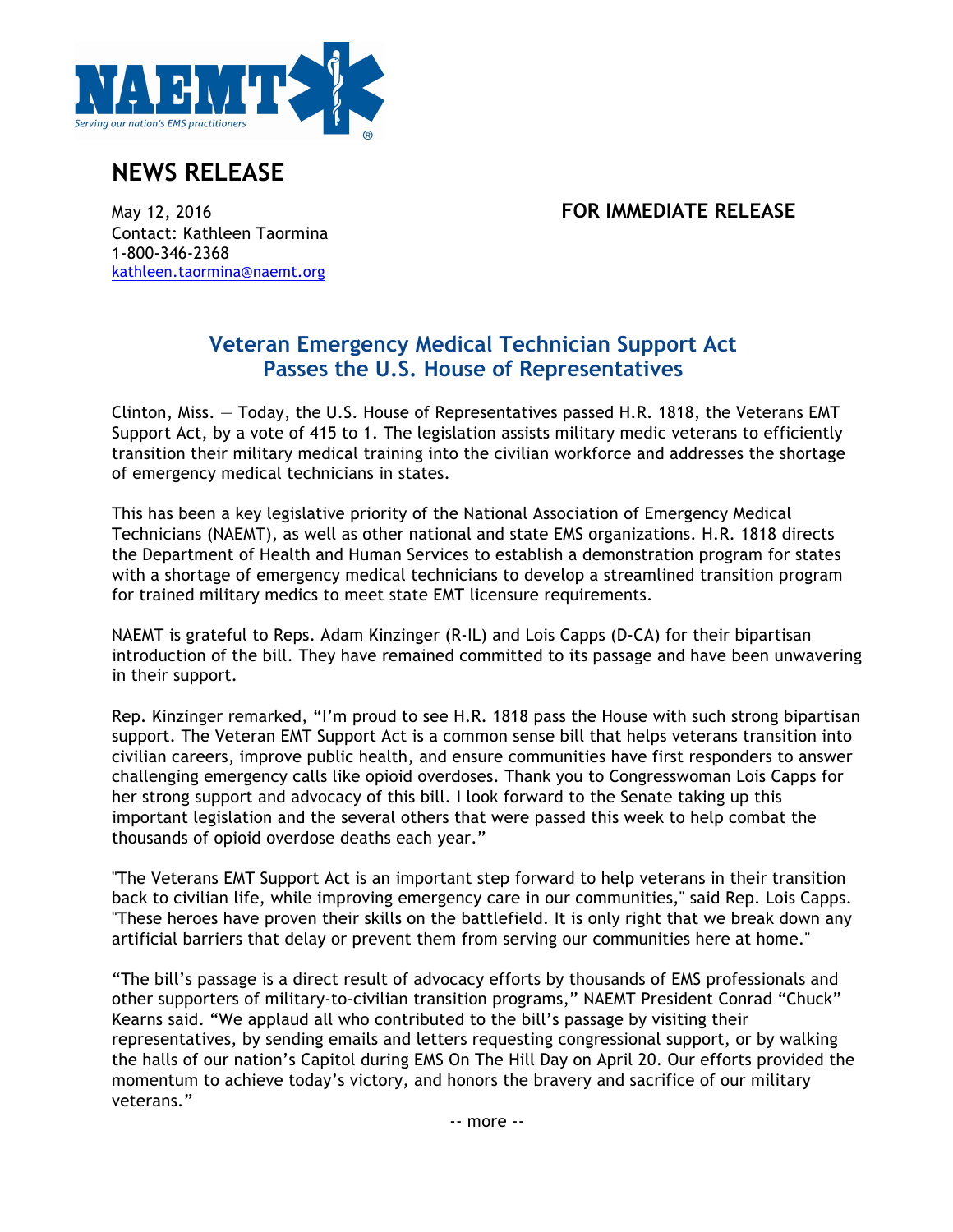NAEMT

Serving our nation's EMS practitioners

# NEWS RELEASE

May 12, 2016
Contact: Kathleen Taormina
1-800-346-2368
kathleen.taormina@naemt.org

**FOR IMMEDIATE RELEASE**

## Veteran Emergency Medical Technician Support Act Passes the U.S. House of Representatives

Clinton, Miss. — Today, the U.S. House of Representatives passed H.R. 1818, the Veterans EMT Support Act, by a vote of 415 to 1. The legislation assists military medic veterans to efficiently transition their military medical training into the civilian workforce and addresses the shortage of emergency medical technicians in states.

This has been a key legislative priority of the National Association of Emergency Medical Technicians (NAEMT), as well as other national and state EMS organizations. H.R. 1818 directs the Department of Health and Human Services to establish a demonstration program for states with a shortage of emergency medical technicians to develop a streamlined transition program for trained military medics to meet state EMT licensure requirements.

NAEMT is grateful to Reps. Adam Kinzinger (R-IL) and Lois Capps (D-CA) for their bipartisan introduction of the bill. They have remained committed to its passage and have been unwavering in their support.

Rep. Kinzinger remarked, "I'm proud to see H.R. 1818 pass the House with such strong bipartisan support. The Veteran EMT Support Act is a common sense bill that helps veterans transition into civilian careers, improve public health, and ensure communities have first responders to answer challenging emergency calls like opioid overdoses. Thank you to Congresswoman Lois Capps for her strong support and advocacy of this bill. I look forward to the Senate taking up this important legislation and the several others that were passed this week to help combat the thousands of opioid overdose deaths each year."

"The Veterans EMT Support Act is an important step forward to help veterans in their transition back to civilian life, while improving emergency care in our communities," said Rep. Lois Capps. "These heroes have proven their skills on the battlefield. It is only right that we break down any artificial barriers that delay or prevent them from serving our communities here at home."

"The bill's passage is a direct result of advocacy efforts by thousands of EMS professionals and other supporters of military-to-civilian transition programs," NAEMT President Conrad "Chuck" Kearns said. "We applaud all who contributed to the bill's passage by visiting their representatives, by sending emails and letters requesting congressional support, or by walking the halls of our nation's Capitol during EMS On The Hill Day on April 20. Our efforts provided the momentum to achieve today's victory, and honors the bravery and sacrifice of our military veterans."

-- more --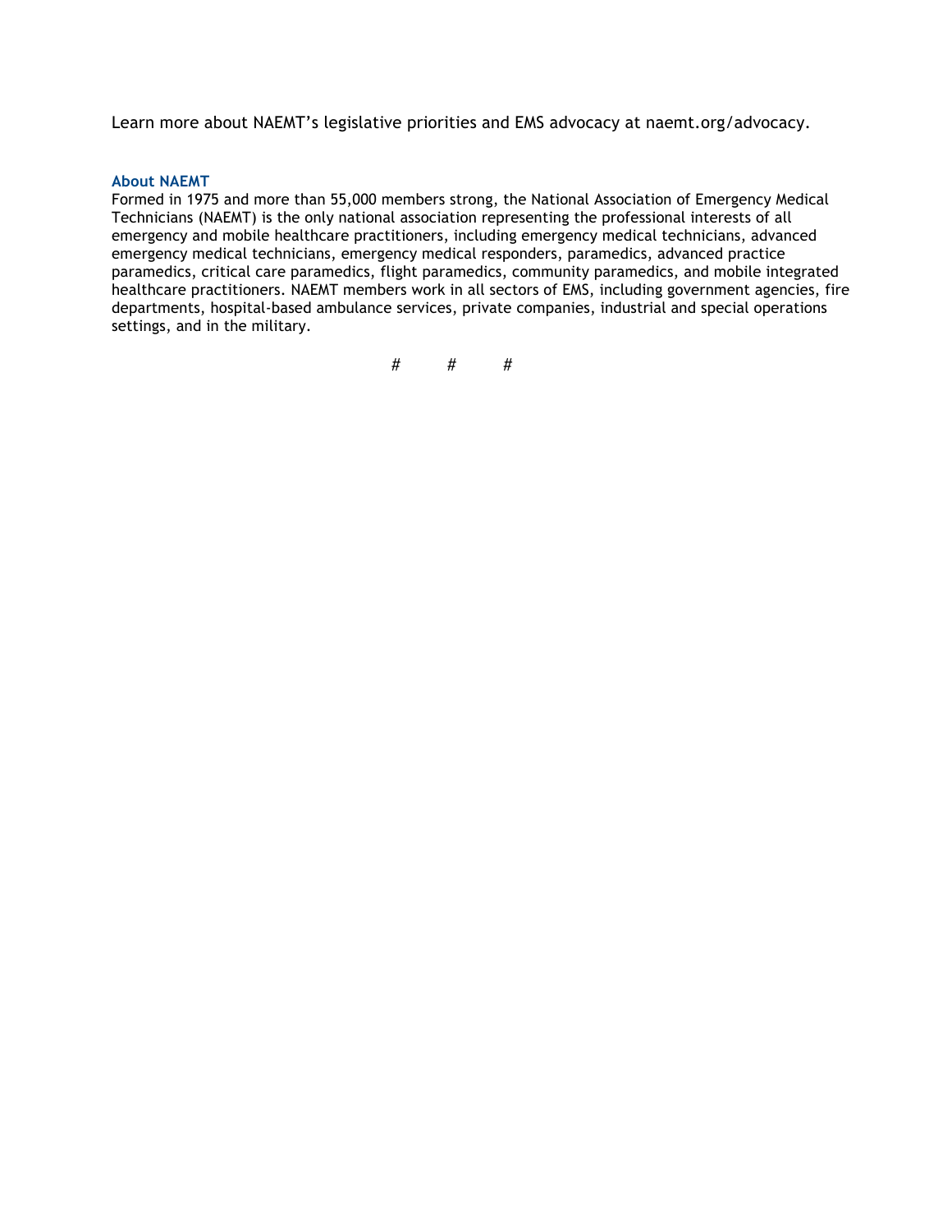Learn more about NAEMT's legislative priorities and EMS advocacy at naemt.org/advocacy.

**About NAEMT**

Formed in 1975 and more than 55,000 members strong, the National Association of Emergency Medical Technicians (NAEMT) is the only national association representing the professional interests of all emergency and mobile healthcare practitioners, including emergency medical technicians, advanced emergency medical technicians, emergency medical responders, paramedics, advanced practice paramedics, critical care paramedics, flight paramedics, community paramedics, and mobile integrated healthcare practitioners. NAEMT members work in all sectors of EMS, including government agencies, fire departments, hospital-based ambulance services, private companies, industrial and special operations settings, and in the military.

\# # #